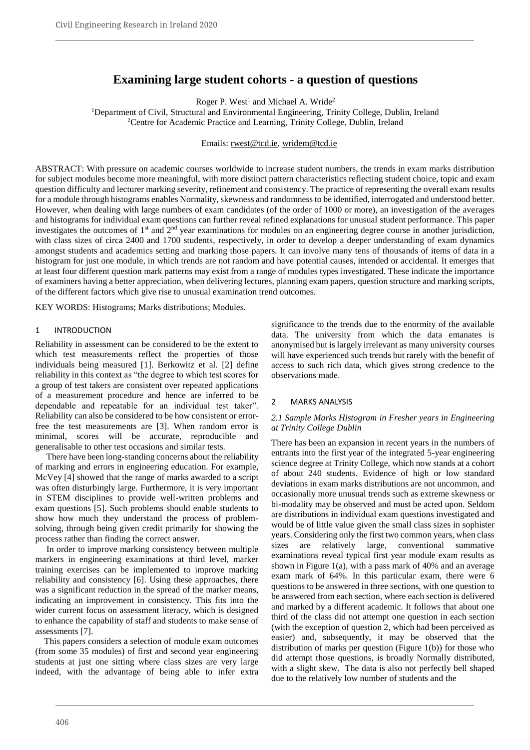# Examining large student cohorts - a question of questions

Roger P. West[1] and Michael A. Wride[2]

[1]Department of Civil, Structural and Environmental Engineering, Trinity College, Dublin, Ireland
[2]Centre for Academic Practice and Learning, Trinity College, Dublin, Ireland

Emails: rwest@tcd.ie, wridem@tcd.ie

ABSTRACT: With pressure on academic courses worldwide to increase student numbers, the trends in exam marks distribution for subject modules become more meaningful, with more distinct pattern characteristics reflecting student choice, topic and exam question difficulty and lecturer marking severity, refinement and consistency. The practice of representing the overall exam results for a module through histograms enables Normality, skewness and randomness to be identified, interrogated and understood better. However, when dealing with large numbers of exam candidates (of the order of 1000 or more), an investigation of the averages and histograms for individual exam questions can further reveal refined explanations for unusual student performance. This paper investigates the outcomes of 1st and 2nd year examinations for modules on an engineering degree course in another jurisdiction, with class sizes of circa 2400 and 1700 students, respectively, in order to develop a deeper understanding of exam dynamics amongst students and academics setting and marking those papers. It can involve many tens of thousands of items of data in a histogram for just one module, in which trends are not random and have potential causes, intended or accidental. It emerges that at least four different question mark patterns may exist from a range of modules types investigated. These indicate the importance of examiners having a better appreciation, when delivering lectures, planning exam papers, question structure and marking scripts, of the different factors which give rise to unusual examination trend outcomes.

KEY WORDS: Histograms; Marks distributions; Modules.

## 1 INTRODUCTION

Reliability in assessment can be considered to be the extent to which test measurements reflect the properties of those individuals being measured [1]. Berkowitz et al. [2] define reliability in this context as "the degree to which test scores for a group of test takers are consistent over repeated applications of a measurement procedure and hence are inferred to be dependable and repeatable for an individual test taker". Reliability can also be considered to be how consistent or error-free the test measurements are [3]. When random error is minimal, scores will be accurate, reproducible and generalisable to other test occasions and similar tests.

There have been long-standing concerns about the reliability of marking and errors in engineering education. For example, McVey [4] showed that the range of marks awarded to a script was often disturbingly large. Furthermore, it is very important in STEM disciplines to provide well-written problems and exam questions [5]. Such problems should enable students to show how much they understand the process of problem-solving, through being given credit primarily for showing the process rather than finding the correct answer.

In order to improve marking consistency between multiple markers in engineering examinations at third level, marker training exercises can be implemented to improve marking reliability and consistency [6]. Using these approaches, there was a significant reduction in the spread of the marker means, indicating an improvement in consistency. This fits into the wider current focus on assessment literacy, which is designed to enhance the capability of staff and students to make sense of assessments [7].

This papers considers a selection of module exam outcomes (from some 35 modules) of first and second year engineering students at just one sitting where class sizes are very large indeed, with the advantage of being able to infer extra significance to the trends due to the enormity of the available data. The university from which the data emanates is anonymised but is largely irrelevant as many university courses will have experienced such trends but rarely with the benefit of access to such rich data, which gives strong credence to the observations made.

## 2 MARKS ANALYSIS

### *2.1 Sample Marks Histogram in Fresher years in Engineering at Trinity College Dublin*

There has been an expansion in recent years in the numbers of entrants into the first year of the integrated 5-year engineering science degree at Trinity College, which now stands at a cohort of about 240 students. Evidence of high or low standard deviations in exam marks distributions are not uncommon, and occasionally more unusual trends such as extreme skewness or bi-modality may be observed and must be acted upon. Seldom are distributions in individual exam questions investigated and would be of little value given the small class sizes in sophister years. Considering only the first two common years, when class sizes are relatively large, conventional summative examinations reveal typical first year module exam results as shown in Figure 1(a), with a pass mark of 40% and an average exam mark of 64%. In this particular exam, there were 6 questions to be answered in three sections, with one question to be answered from each section, where each section is delivered and marked by a different academic. It follows that about one third of the class did not attempt one question in each section (with the exception of question 2, which had been perceived as easier) and, subsequently, it may be observed that the distribution of marks per question (Figure 1(b)) for those who did attempt those questions, is broadly Normally distributed, with a slight skew. The data is also not perfectly bell shaped due to the relatively low number of students and the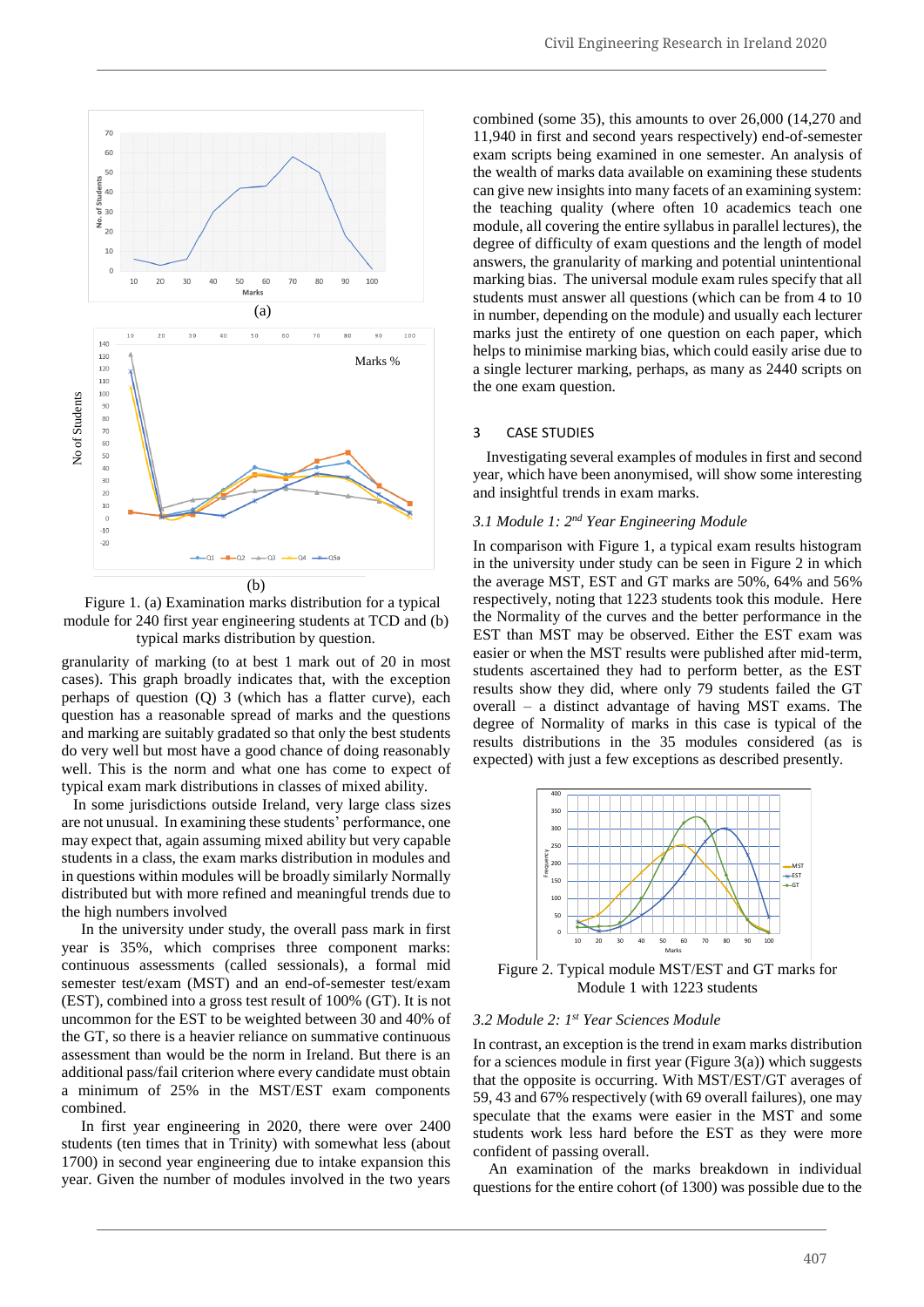Figure 1. (a) Examination marks distribution for a typical module for 240 first year engineering students at TCD and (b) typical marks distribution by question.

granularity of marking (to at best 1 mark out of 20 in most cases). This graph broadly indicates that, with the exception perhaps of question (Q) 3 (which has a flatter curve), each question has a reasonable spread of marks and the questions and marking are suitably gradated so that only the best students do very well but most have a good chance of doing reasonably well. This is the norm and what one has come to expect of typical exam mark distributions in classes of mixed ability.

In some jurisdictions outside Ireland, very large class sizes are not unusual. In examining these students' performance, one may expect that, again assuming mixed ability but very capable students in a class, the exam marks distribution in modules and in questions within modules will be broadly similarly Normally distributed but with more refined and meaningful trends due to the high numbers involved

In the university under study, the overall pass mark in first year is 35%, which comprises three component marks: continuous assessments (called sessionals), a formal mid semester test/exam (MST) and an end-of-semester test/exam (EST), combined into a gross test result of 100% (GT). It is not uncommon for the EST to be weighted between 30 and 40% of the GT, so there is a heavier reliance on summative continuous assessment than would be the norm in Ireland. But there is an additional pass/fail criterion where every candidate must obtain a minimum of 25% in the MST/EST exam components combined.

In first year engineering in 2020, there were over 2400 students (ten times that in Trinity) with somewhat less (about 1700) in second year engineering due to intake expansion this year. Given the number of modules involved in the two years combined (some 35), this amounts to over 26,000 (14,270 and 11,940 in first and second years respectively) end-of-semester exam scripts being examined in one semester. An analysis of the wealth of marks data available on examining these students can give new insights into many facets of an examining system: the teaching quality (where often 10 academics teach one module, all covering the entire syllabus in parallel lectures), the degree of difficulty of exam questions and the length of model answers, the granularity of marking and potential unintentional marking bias. The universal module exam rules specify that all students must answer all questions (which can be from 4 to 10 in number, depending on the module) and usually each lecturer marks just the entirety of one question on each paper, which helps to minimise marking bias, which could easily arise due to a single lecturer marking, perhaps, as many as 2440 scripts on the one exam question.

## 3 CASE STUDIES

Investigating several examples of modules in first and second year, which have been anonymised, will show some interesting and insightful trends in exam marks.

### 3.1 Module 1: 2nd Year Engineering Module

In comparison with Figure 1, a typical exam results histogram in the university under study can be seen in Figure 2 in which the average MST, EST and GT marks are 50%, 64% and 56% respectively, noting that 1223 students took this module. Here the Normality of the curves and the better performance in the EST than MST may be observed. Either the EST exam was easier or when the MST results were published after mid-term, students ascertained they had to perform better, as the EST results show they did, where only 79 students failed the GT overall – a distinct advantage of having MST exams. The degree of Normality of marks in this case is typical of the results distributions in the 35 modules considered (as is expected) with just a few exceptions as described presently.

Figure 2. Typical module MST/EST and GT marks for Module 1 with 1223 students

### 3.2 Module 2: 1st Year Sciences Module

In contrast, an exception is the trend in exam marks distribution for a sciences module in first year (Figure 3(a)) which suggests that the opposite is occurring. With MST/EST/GT averages of 59, 43 and 67% respectively (with 69 overall failures), one may speculate that the exams were easier in the MST and some students work less hard before the EST as they were more confident of passing overall.

An examination of the marks breakdown in individual questions for the entire cohort (of 1300) was possible due to the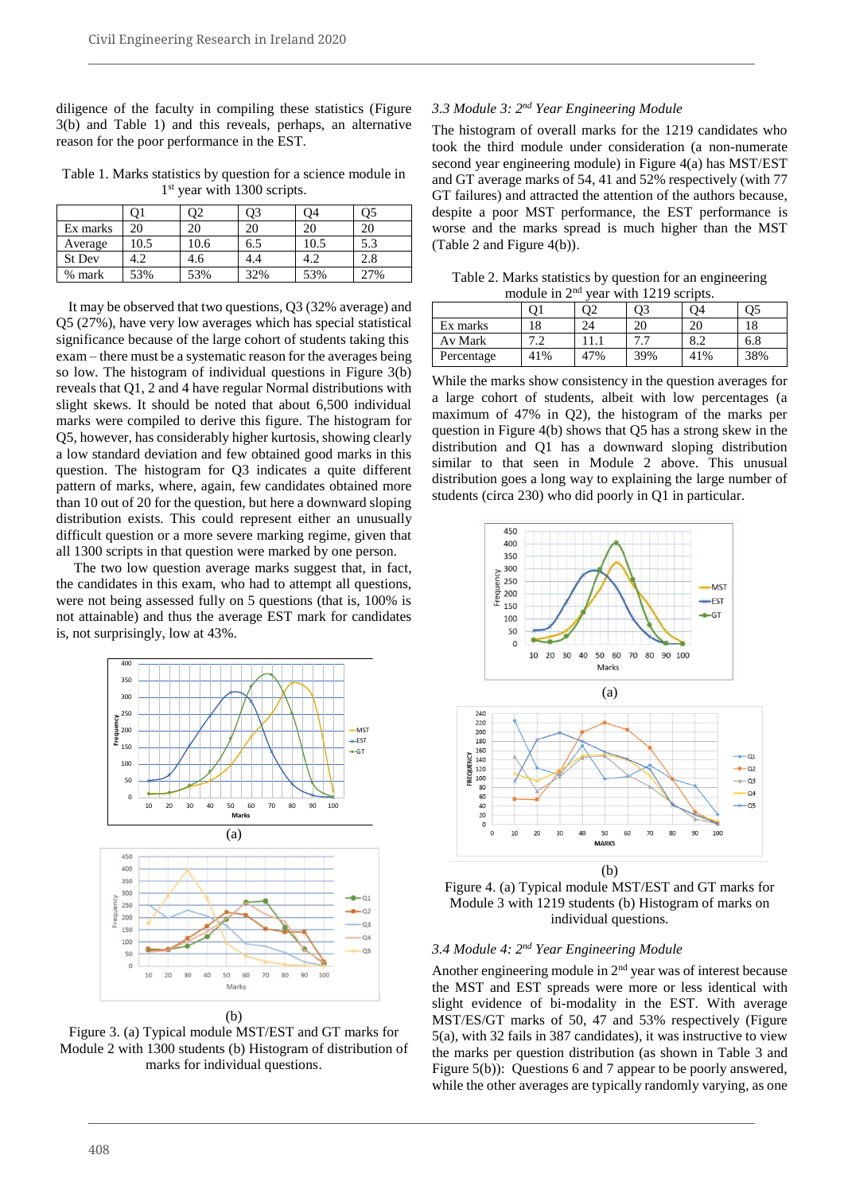diligence of the faculty in compiling these statistics (Figure 3(b) and Table 1) and this reveals, perhaps, an alternative reason for the poor performance in the EST.

Table 1. Marks statistics by question for a science module in 1st year with 1300 scripts.

| | Q1 | Q2 | Q3 | Q4 | Q5 |
|---|---|---|---|---|---|
| Ex marks | 20 | 20 | 20 | 20 | 20 |
| Average | 10.5 | 10.6 | 6.5 | 10.5 | 5.3 |
| St Dev | 4.2 | 4.6 | 4.4 | 4.2 | 2.8 |
| % mark | 53% | 53% | 32% | 53% | 27% |

It may be observed that two questions, Q3 (32% average) and Q5 (27%), have very low averages which has special statistical significance because of the large cohort of students taking this exam – there must be a systematic reason for the averages being so low. The histogram of individual questions in Figure 3(b) reveals that Q1, 2 and 4 have regular Normal distributions with slight skews. It should be noted that about 6,500 individual marks were compiled to derive this figure. The histogram for Q5, however, has considerably higher kurtosis, showing clearly a low standard deviation and few obtained good marks in this question. The histogram for Q3 indicates a quite different pattern of marks, where, again, few candidates obtained more than 10 out of 20 for the question, but here a downward sloping distribution exists. This could represent either an unusually difficult question or a more severe marking regime, given that all 1300 scripts in that question were marked by one person.

The two low question average marks suggest that, in fact, the candidates in this exam, who had to attempt all questions, were not being assessed fully on 5 questions (that is, 100% is not attainable) and thus the average EST mark for candidates is, not surprisingly, low at 43%.

(a)

(b)

Figure 3. (a) Typical module MST/EST and GT marks for Module 2 with 1300 students (b) Histogram of distribution of marks for individual questions.

### *3.3 Module 3: 2nd Year Engineering Module*

The histogram of overall marks for the 1219 candidates who took the third module under consideration (a non-numerate second year engineering module) in Figure 4(a) has MST/EST and GT average marks of 54, 41 and 52% respectively (with 77 GT failures) and attracted the attention of the authors because, despite a poor MST performance, the EST performance is worse and the marks spread is much higher than the MST (Table 2 and Figure 4(b)).

Table 2. Marks statistics by question for an engineering module in 2nd year with 1219 scripts.

| | Q1 | Q2 | Q3 | Q4 | Q5 |
|---|---|---|---|---|---|
| Ex marks | 18 | 24 | 20 | 20 | 18 |
| Av Mark | 7.2 | 11.1 | 7.7 | 8.2 | 6.8 |
| Percentage | 41% | 47% | 39% | 41% | 38% |

While the marks show consistency in the question averages for a large cohort of students, albeit with low percentages (a maximum of 47% in Q2), the histogram of the marks per question in Figure 4(b) shows that Q5 has a strong skew in the distribution and Q1 has a downward sloping distribution similar to that seen in Module 2 above. This unusual distribution goes a long way to explaining the large number of students (circa 230) who did poorly in Q1 in particular.

(a)

(b)

Figure 4. (a) Typical module MST/EST and GT marks for Module 3 with 1219 students (b) Histogram of marks on individual questions.

### *3.4 Module 4: 2nd Year Engineering Module*

Another engineering module in 2nd year was of interest because the MST and EST spreads were more or less identical with slight evidence of bi-modality in the EST. With average MST/ES/GT marks of 50, 47 and 53% respectively (Figure 5(a), with 32 fails in 387 candidates), it was instructive to view the marks per question distribution (as shown in Table 3 and Figure 5(b)): Questions 6 and 7 appear to be poorly answered, while the other averages are typically randomly varying, as one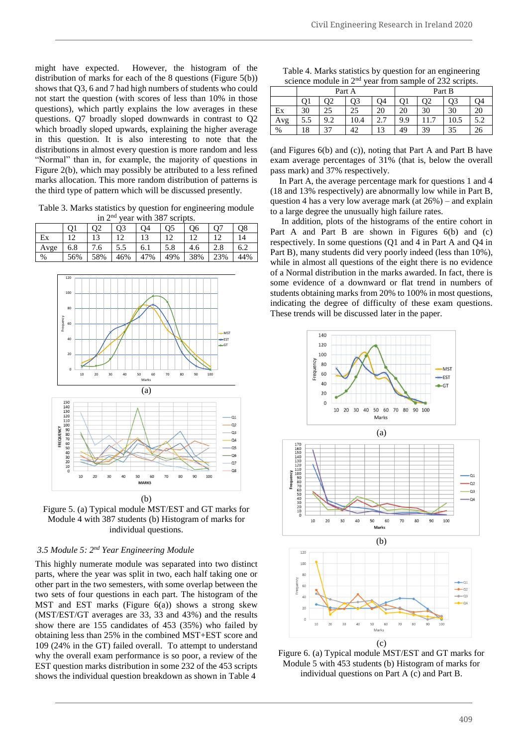might have expected. However, the histogram of the distribution of marks for each of the 8 questions (Figure 5(b)) shows that Q3, 6 and 7 had high numbers of students who could not start the question (with scores of less than 10% in those questions), which partly explains the low averages in these questions. Q7 broadly sloped downwards in contrast to Q2 which broadly sloped upwards, explaining the higher average in this question. It is also interesting to note that the distributions in almost every question is more random and less "Normal" than in, for example, the majority of questions in Figure 2(b), which may possibly be attributed to a less refined marks allocation. This more random distribution of patterns is the third type of pattern which will be discussed presently.

Table 3. Marks statistics by question for engineering module in 2nd year with 387 scripts.

| | Q1 | Q2 | Q3 | Q4 | Q5 | Q6 | Q7 | Q8 |
|---|---|---|---|---|---|---|---|---|
| Ex | 12 | 13 | 12 | 13 | 12 | 12 | 12 | 14 |
| Avge | 6.8 | 7.6 | 5.5 | 6.1 | 5.8 | 4.6 | 2.8 | 6.2 |
| % | 56% | 58% | 46% | 47% | 49% | 38% | 23% | 44% |

(a)

(b)

Figure 5. (a) Typical module MST/EST and GT marks for Module 4 with 387 students (b) Histogram of marks for individual questions.

### *3.5 Module 5: 2nd Year Engineering Module*

This highly numerate module was separated into two distinct parts, where the year was split in two, each half taking one or other part in the two semesters, with some overlap between the two sets of four questions in each part. The histogram of the MST and EST marks (Figure 6(a)) shows a strong skew (MST/EST/GT averages are 33, 33 and 43%) and the results show that there are 155 candidates of 453 (35%) who failed by obtaining less than 25% in the combined MST+EST score and 109 (24% in the GT) failed overall. To attempt to understand why the overall exam performance is so poor, a review of the EST question marks distribution in some 232 of the 453 scripts shows the individual question breakdown as shown in Table 4

Table 4. Marks statistics by question for an engineering science module in 2nd year from sample of 232 scripts.

| | Part A | | | | Part B | | | |
|---|---|---|---|---|---|---|---|---|
| | Q1 | Q2 | Q3 | Q4 | Q1 | Q2 | Q3 | Q4 |
| Ex | 30 | 25 | 25 | 20 | 20 | 30 | 30 | 20 |
| Avg | 5.5 | 9.2 | 10.4 | 2.7 | 9.9 | 11.7 | 10.5 | 5.2 |
| % | 18 | 37 | 42 | 13 | 49 | 39 | 35 | 26 |

(and Figures 6(b) and (c)), noting that Part A and Part B have exam average percentages of 31% (that is, below the overall pass mark) and 37% respectively.

In Part A, the average percentage mark for questions 1 and 4 (18 and 13% respectively) are abnormally low while in Part B, question 4 has a very low average mark (at 26%) – and explain to a large degree the unusually high failure rates.

In addition, plots of the histograms of the entire cohort in Part A and Part B are shown in Figures 6(b) and (c) respectively. In some questions (Q1 and 4 in Part A and Q4 in Part B), many students did very poorly indeed (less than 10%), while in almost all questions of the eight there is no evidence of a Normal distribution in the marks awarded. In fact, there is some evidence of a downward or flat trend in numbers of students obtaining marks from 20% to 100% in most questions, indicating the degree of difficulty of these exam questions. These trends will be discussed later in the paper.

(a)

(b)

(c)

Figure 6. (a) Typical module MST/EST and GT marks for Module 5 with 453 students (b) Histogram of marks for individual questions on Part A (c) and Part B.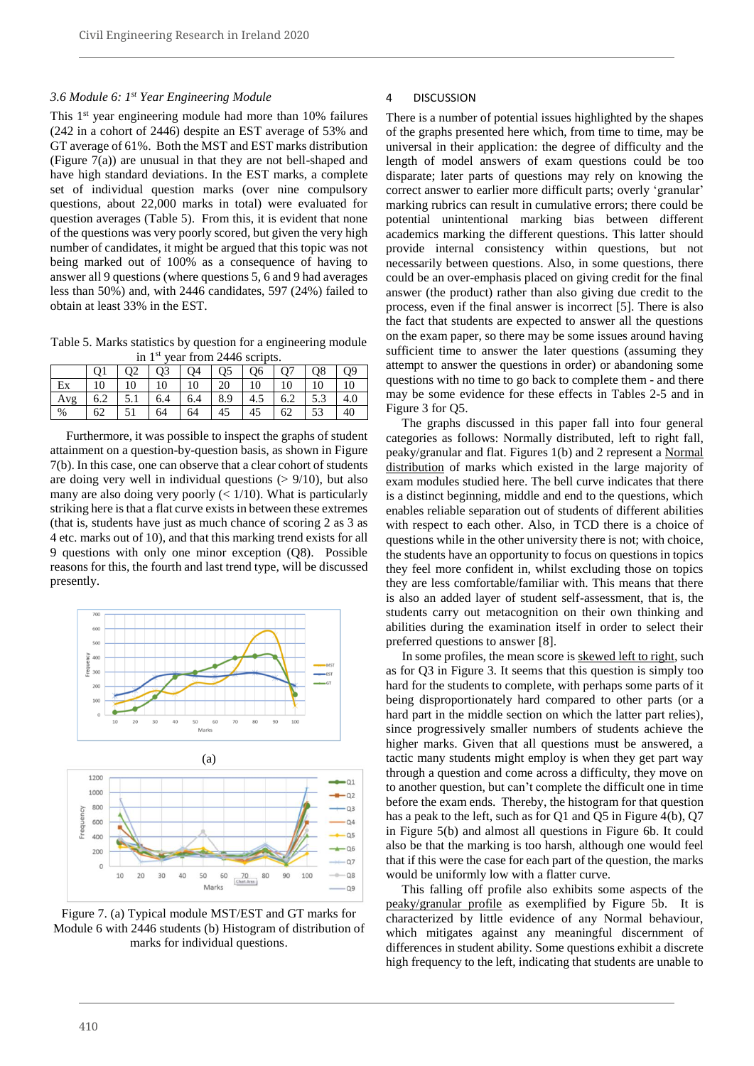### 3.6 Module 6: 1st Year Engineering Module

This 1st year engineering module had more than 10% failures (242 in a cohort of 2446) despite an EST average of 53% and GT average of 61%. Both the MST and EST marks distribution (Figure 7(a)) are unusual in that they are not bell-shaped and have high standard deviations. In the EST marks, a complete set of individual question marks (over nine compulsory questions, about 22,000 marks in total) were evaluated for question averages (Table 5). From this, it is evident that none of the questions was very poorly scored, but given the very high number of candidates, it might be argued that this topic was not being marked out of 100% as a consequence of having to answer all 9 questions (where questions 5, 6 and 9 had averages less than 50%) and, with 2446 candidates, 597 (24%) failed to obtain at least 33% in the EST.

Table 5. Marks statistics by question for a engineering module in 1st year from 2446 scripts.

| | Q1 | Q2 | Q3 | Q4 | Q5 | Q6 | Q7 | Q8 | Q9 |
|---|---|---|---|---|---|---|---|---|---|
| Ex | 10 | 10 | 10 | 10 | 20 | 10 | 10 | 10 | 10 |
| Avg | 6.2 | 5.1 | 6.4 | 6.4 | 8.9 | 4.5 | 6.2 | 5.3 | 4.0 |
| % | 62 | 51 | 64 | 64 | 45 | 45 | 62 | 53 | 40 |

Furthermore, it was possible to inspect the graphs of student attainment on a question-by-question basis, as shown in Figure 7(b). In this case, one can observe that a clear cohort of students are doing very well in individual questions (> 9/10), but also many are also doing very poorly (< 1/10). What is particularly striking here is that a flat curve exists in between these extremes (that is, students have just as much chance of scoring 2 as 3 as 4 etc. marks out of 10), and that this marking trend exists for all 9 questions with only one minor exception (Q8). Possible reasons for this, the fourth and last trend type, will be discussed presently.

(a)

Figure 7. (a) Typical module MST/EST and GT marks for Module 6 with 2446 students (b) Histogram of distribution of marks for individual questions.

## 4 DISCUSSION

There is a number of potential issues highlighted by the shapes of the graphs presented here which, from time to time, may be universal in their application: the degree of difficulty and the length of model answers of exam questions could be too disparate; later parts of questions may rely on knowing the correct answer to earlier more difficult parts; overly 'granular' marking rubrics can result in cumulative errors; there could be potential unintentional marking bias between different academics marking the different questions. This latter should provide internal consistency within questions, but not necessarily between questions. Also, in some questions, there could be an over-emphasis placed on giving credit for the final answer (the product) rather than also giving due credit to the process, even if the final answer is incorrect [5]. There is also the fact that students are expected to answer all the questions on the exam paper, so there may be some issues around having sufficient time to answer the later questions (assuming they attempt to answer the questions in order) or abandoning some questions with no time to go back to complete them - and there may be some evidence for these effects in Tables 2-5 and in Figure 3 for Q5.

The graphs discussed in this paper fall into four general categories as follows: Normally distributed, left to right fall, peaky/granular and flat. Figures 1(b) and 2 represent a Normal distribution of marks which existed in the large majority of exam modules studied here. The bell curve indicates that there is a distinct beginning, middle and end to the questions, which enables reliable separation out of students of different abilities with respect to each other. Also, in TCD there is a choice of questions while in the other university there is not; with choice, the students have an opportunity to focus on questions in topics they feel more confident in, whilst excluding those on topics they are less comfortable/familiar with. This means that there is also an added layer of student self-assessment, that is, the students carry out metacognition on their own thinking and abilities during the examination itself in order to select their preferred questions to answer [8].

In some profiles, the mean score is skewed left to right, such as for Q3 in Figure 3. It seems that this question is simply too hard for the students to complete, with perhaps some parts of it being disproportionately hard compared to other parts (or a hard part in the middle section on which the latter part relies), since progressively smaller numbers of students achieve the higher marks. Given that all questions must be answered, a tactic many students might employ is when they get part way through a question and come across a difficulty, they move on to another question, but can't complete the difficult one in time before the exam ends. Thereby, the histogram for that question has a peak to the left, such as for Q1 and Q5 in Figure 4(b), Q7 in Figure 5(b) and almost all questions in Figure 6b. It could also be that the marking is too harsh, although one would feel that if this were the case for each part of the question, the marks would be uniformly low with a flatter curve.

This falling off profile also exhibits some aspects of the peaky/granular profile as exemplified by Figure 5b. It is characterized by little evidence of any Normal behaviour, which mitigates against any meaningful discernment of differences in student ability. Some questions exhibit a discrete high frequency to the left, indicating that students are unable to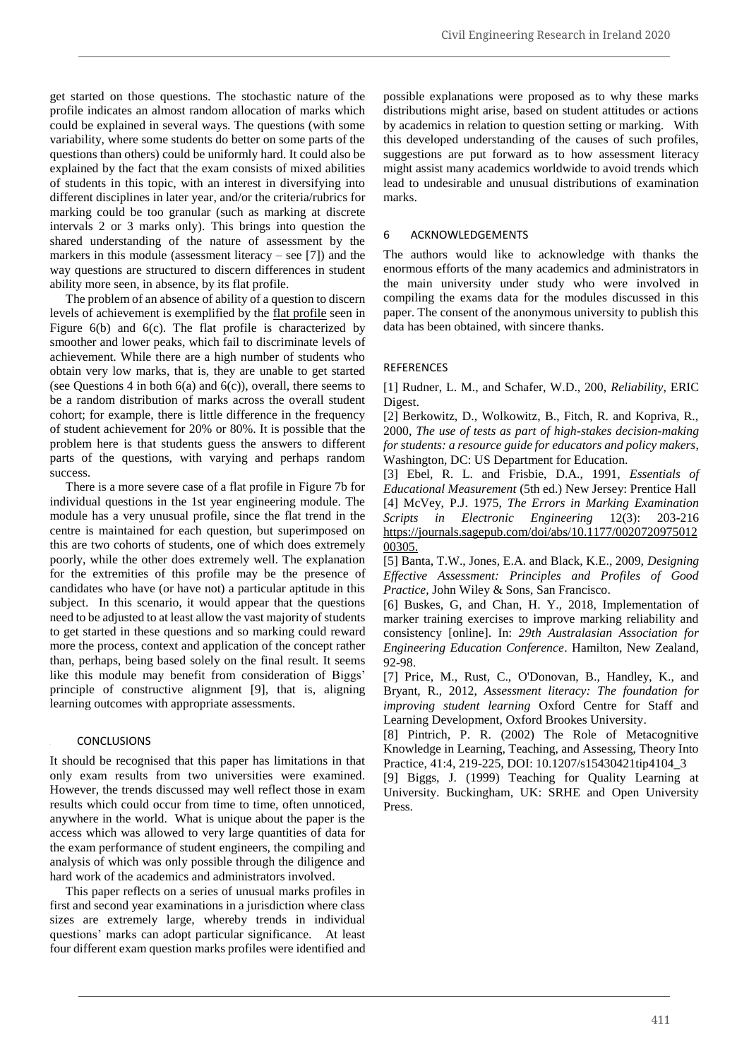get started on those questions. The stochastic nature of the profile indicates an almost random allocation of marks which could be explained in several ways. The questions (with some variability, where some students do better on some parts of the questions than others) could be uniformly hard. It could also be explained by the fact that the exam consists of mixed abilities of students in this topic, with an interest in diversifying into different disciplines in later year, and/or the criteria/rubrics for marking could be too granular (such as marking at discrete intervals 2 or 3 marks only). This brings into question the shared understanding of the nature of assessment by the markers in this module (assessment literacy – see [7]) and the way questions are structured to discern differences in student ability more seen, in absence, by its flat profile.

The problem of an absence of ability of a question to discern levels of achievement is exemplified by the flat profile seen in Figure 6(b) and 6(c). The flat profile is characterized by smoother and lower peaks, which fail to discriminate levels of achievement. While there are a high number of students who obtain very low marks, that is, they are unable to get started (see Questions 4 in both 6(a) and 6(c)), overall, there seems to be a random distribution of marks across the overall student cohort; for example, there is little difference in the frequency of student achievement for 20% or 80%. It is possible that the problem here is that students guess the answers to different parts of the questions, with varying and perhaps random success.

There is a more severe case of a flat profile in Figure 7b for individual questions in the 1st year engineering module. The module has a very unusual profile, since the flat trend in the centre is maintained for each question, but superimposed on this are two cohorts of students, one of which does extremely poorly, while the other does extremely well. The explanation for the extremities of this profile may be the presence of candidates who have (or have not) a particular aptitude in this subject. In this scenario, it would appear that the questions need to be adjusted to at least allow the vast majority of students to get started in these questions and so marking could reward more the process, context and application of the concept rather than, perhaps, being based solely on the final result. It seems like this module may benefit from consideration of Biggs' principle of constructive alignment [9], that is, aligning learning outcomes with appropriate assessments.

## CONCLUSIONS

It should be recognised that this paper has limitations in that only exam results from two universities were examined. However, the trends discussed may well reflect those in exam results which could occur from time to time, often unnoticed, anywhere in the world. What is unique about the paper is the access which was allowed to very large quantities of data for the exam performance of student engineers, the compiling and analysis of which was only possible through the diligence and hard work of the academics and administrators involved.

This paper reflects on a series of unusual marks profiles in first and second year examinations in a jurisdiction where class sizes are extremely large, whereby trends in individual questions' marks can adopt particular significance. At least four different exam question marks profiles were identified and possible explanations were proposed as to why these marks distributions might arise, based on student attitudes or actions by academics in relation to question setting or marking. With this developed understanding of the causes of such profiles, suggestions are put forward as to how assessment literacy might assist many academics worldwide to avoid trends which lead to undesirable and unusual distributions of examination marks.

## 6 ACKNOWLEDGEMENTS

The authors would like to acknowledge with thanks the enormous efforts of the many academics and administrators in the main university under study who were involved in compiling the exams data for the modules discussed in this paper. The consent of the anonymous university to publish this data has been obtained, with sincere thanks.

## REFERENCES

[1] Rudner, L. M., and Schafer, W.D., 200, *Reliability*, ERIC Digest.

[2] Berkowitz, D., Wolkowitz, B., Fitch, R. and Kopriva, R., 2000, *The use of tests as part of high-stakes decision-making for students: a resource guide for educators and policy makers*, Washington, DC: US Department for Education.

[3] Ebel, R. L. and Frisbie, D.A., 1991, *Essentials of Educational Measurement* (5th ed.) New Jersey: Prentice Hall

[4] McVey, P.J. 1975, *The Errors in Marking Examination Scripts in Electronic Engineering* 12(3): 203-216 https://journals.sagepub.com/doi/abs/10.1177/002072097501200305.

[5] Banta, T.W., Jones, E.A. and Black, K.E., 2009, *Designing Effective Assessment: Principles and Profiles of Good Practice*, John Wiley & Sons, San Francisco.

[6] Buskes, G, and Chan, H. Y., 2018, Implementation of marker training exercises to improve marking reliability and consistency [online]. In: *29th Australasian Association for Engineering Education Conference*. Hamilton, New Zealand, 92-98.

[7] Price, M., Rust, C., O'Donovan, B., Handley, K., and Bryant, R., 2012, *Assessment literacy: The foundation for improving student learning* Oxford Centre for Staff and Learning Development, Oxford Brookes University.

[8] Pintrich, P. R. (2002) The Role of Metacognitive Knowledge in Learning, Teaching, and Assessing, Theory Into Practice, 41:4, 219-225, DOI: 10.1207/s15430421tip4104_3

[9] Biggs, J. (1999) Teaching for Quality Learning at University. Buckingham, UK: SRHE and Open University Press.